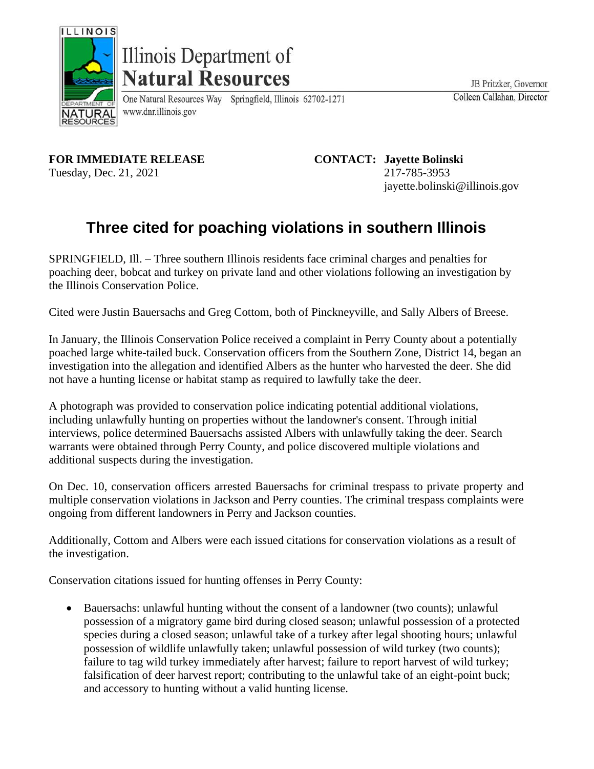Illinois Department of
**Natural Resources**

One Natural Resources Way Springfield, Illinois 62702-1271
www.dnr.illinois.gov

JB Pritzker, Governor
Colleen Callahan, Director

**FOR IMMEDIATE RELEASE**
Tuesday, Dec. 21, 2021

**CONTACT: Jayette Bolinski**
217-785-3953
jayette.bolinski@illinois.gov

# Three cited for poaching violations in southern Illinois

SPRINGFIELD, Ill. – Three southern Illinois residents face criminal charges and penalties for poaching deer, bobcat and turkey on private land and other violations following an investigation by the Illinois Conservation Police.

Cited were Justin Bauersachs and Greg Cottom, both of Pinckneyville, and Sally Albers of Breese.

In January, the Illinois Conservation Police received a complaint in Perry County about a potentially poached large white-tailed buck. Conservation officers from the Southern Zone, District 14, began an investigation into the allegation and identified Albers as the hunter who harvested the deer. She did not have a hunting license or habitat stamp as required to lawfully take the deer.

A photograph was provided to conservation police indicating potential additional violations, including unlawfully hunting on properties without the landowner's consent. Through initial interviews, police determined Bauersachs assisted Albers with unlawfully taking the deer. Search warrants were obtained through Perry County, and police discovered multiple violations and additional suspects during the investigation.

On Dec. 10, conservation officers arrested Bauersachs for criminal trespass to private property and multiple conservation violations in Jackson and Perry counties. The criminal trespass complaints were ongoing from different landowners in Perry and Jackson counties.

Additionally, Cottom and Albers were each issued citations for conservation violations as a result of the investigation.

Conservation citations issued for hunting offenses in Perry County:

- Bauersachs: unlawful hunting without the consent of a landowner (two counts); unlawful possession of a migratory game bird during closed season; unlawful possession of a protected species during a closed season; unlawful take of a turkey after legal shooting hours; unlawful possession of wildlife unlawfully taken; unlawful possession of wild turkey (two counts); failure to tag wild turkey immediately after harvest; failure to report harvest of wild turkey; falsification of deer harvest report; contributing to the unlawful take of an eight-point buck; and accessory to hunting without a valid hunting license.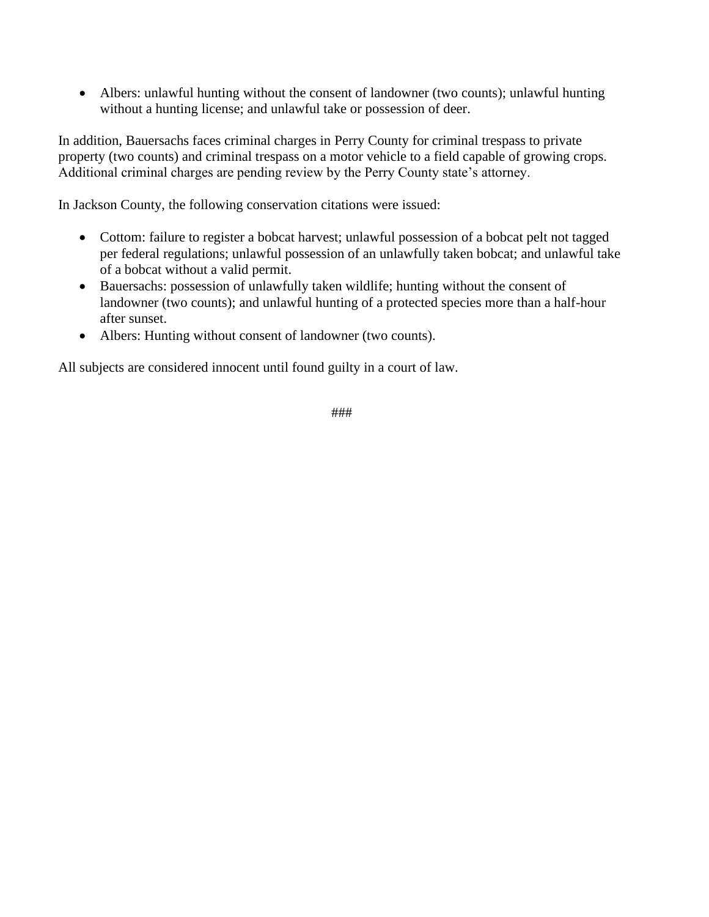- Albers: unlawful hunting without the consent of landowner (two counts); unlawful hunting without a hunting license; and unlawful take or possession of deer.

In addition, Bauersachs faces criminal charges in Perry County for criminal trespass to private property (two counts) and criminal trespass on a motor vehicle to a field capable of growing crops. Additional criminal charges are pending review by the Perry County state's attorney.

In Jackson County, the following conservation citations were issued:

- Cottom: failure to register a bobcat harvest; unlawful possession of a bobcat pelt not tagged per federal regulations; unlawful possession of an unlawfully taken bobcat; and unlawful take of a bobcat without a valid permit.
- Bauersachs: possession of unlawfully taken wildlife; hunting without the consent of landowner (two counts); and unlawful hunting of a protected species more than a half-hour after sunset.
- Albers: Hunting without consent of landowner (two counts).

All subjects are considered innocent until found guilty in a court of law.

###